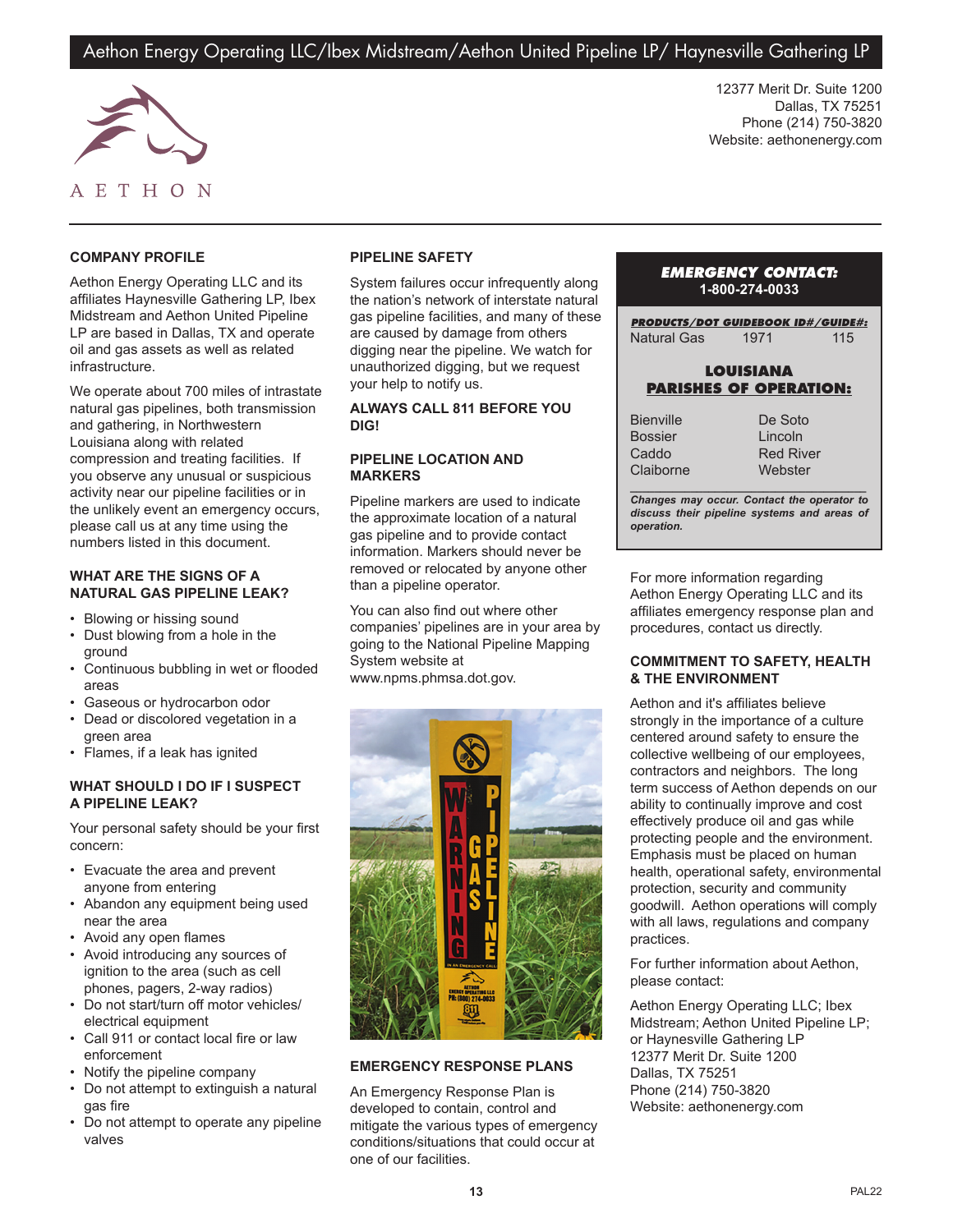# Aethon Energy Operating LLC/Ibex Midstream/Aethon United Pipeline LP/ Haynesville Gathering LP

AETHON

12377 Merit Dr. Suite 1200
Dallas, TX 75251
Phone (214) 750-3820
Website: aethonenergy.com

## COMPANY PROFILE

Aethon Energy Operating LLC and its affiliates Haynesville Gathering LP, Ibex Midstream and Aethon United Pipeline LP are based in Dallas, TX and operate oil and gas assets as well as related infrastructure.

We operate about 700 miles of intrastate natural gas pipelines, both transmission and gathering, in Northwestern Louisiana along with related compression and treating facilities. If you observe any unusual or suspicious activity near our pipeline facilities or in the unlikely event an emergency occurs, please call us at any time using the numbers listed in this document.

## WHAT ARE THE SIGNS OF A NATURAL GAS PIPELINE LEAK?

- Blowing or hissing sound
- Dust blowing from a hole in the ground
- Continuous bubbling in wet or flooded areas
- Gaseous or hydrocarbon odor
- Dead or discolored vegetation in a green area
- Flames, if a leak has ignited

## WHAT SHOULD I DO IF I SUSPECT A PIPELINE LEAK?

Your personal safety should be your first concern:

- Evacuate the area and prevent anyone from entering
- Abandon any equipment being used near the area
- Avoid any open flames
- Avoid introducing any sources of ignition to the area (such as cell phones, pagers, 2-way radios)
- Do not start/turn off motor vehicles/ electrical equipment
- Call 911 or contact local fire or law enforcement
- Notify the pipeline company
- Do not attempt to extinguish a natural gas fire
- Do not attempt to operate any pipeline valves

## PIPELINE SAFETY

System failures occur infrequently along the nation's network of interstate natural gas pipeline facilities, and many of these are caused by damage from others digging near the pipeline. We watch for unauthorized digging, but we request your help to notify us.

**ALWAYS CALL 811 BEFORE YOU DIG!**

## PIPELINE LOCATION AND MARKERS

Pipeline markers are used to indicate the approximate location of a natural gas pipeline and to provide contact information. Markers should never be removed or relocated by anyone other than a pipeline operator.

You can also find out where other companies' pipelines are in your area by going to the National Pipeline Mapping System website at www.npms.phmsa.dot.gov.

## EMERGENCY RESPONSE PLANS

An Emergency Response Plan is developed to contain, control and mitigate the various types of emergency conditions/situations that could occur at one of our facilities.

**EMERGENCY CONTACT:**
**1-800-274-0033**

| PRODUCTS/DOT GUIDEBOOK ID#/GUIDE#: | | |
|---|---|---|
| Natural Gas | 1971 | 115 |

**LOUISIANA PARISHES OF OPERATION:**

| | |
|---|---|
| Bienville | De Soto |
| Bossier | Lincoln |
| Caddo | Red River |
| Claiborne | Webster |

*Changes may occur. Contact the operator to discuss their pipeline systems and areas of operation.*

For more information regarding Aethon Energy Operating LLC and its affiliates emergency response plan and procedures, contact us directly.

## COMMITMENT TO SAFETY, HEALTH & THE ENVIRONMENT

Aethon and it's affiliates believe strongly in the importance of a culture centered around safety to ensure the collective wellbeing of our employees, contractors and neighbors. The long term success of Aethon depends on our ability to continually improve and cost effectively produce oil and gas while protecting people and the environment. Emphasis must be placed on human health, operational safety, environmental protection, security and community goodwill. Aethon operations will comply with all laws, regulations and company practices.

For further information about Aethon, please contact:

Aethon Energy Operating LLC; Ibex Midstream; Aethon United Pipeline LP; or Haynesville Gathering LP
12377 Merit Dr. Suite 1200
Dallas, TX 75251
Phone (214) 750-3820
Website: aethonenergy.com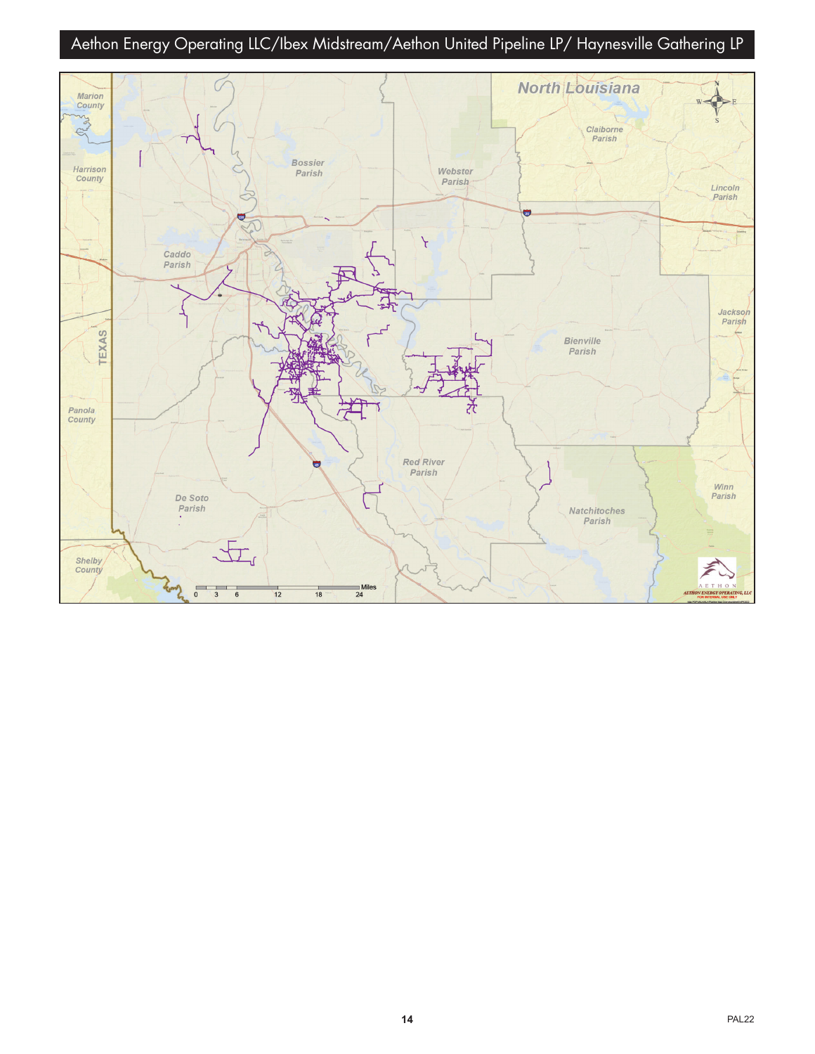# Aethon Energy Operating LLC/Ibex Midstream/Aethon United Pipeline LP/ Haynesville Gathering LP

North Louisiana

Marion County

Harrison County

Bossier Parish

Webster Parish

Claiborne Parish

Lincoln Parish

Caddo Parish

TEXAS

Jackson Parish

Bienville Parish

Panola County

Red River Parish

Winn Parish

De Soto Parish

Natchitoches Parish

Shelby County

0 3 6 12 18 24 Miles

AETHON

AETHON ENERGY OPERATING, LLC

FOR INTERNAL USE ONLY

PAL22